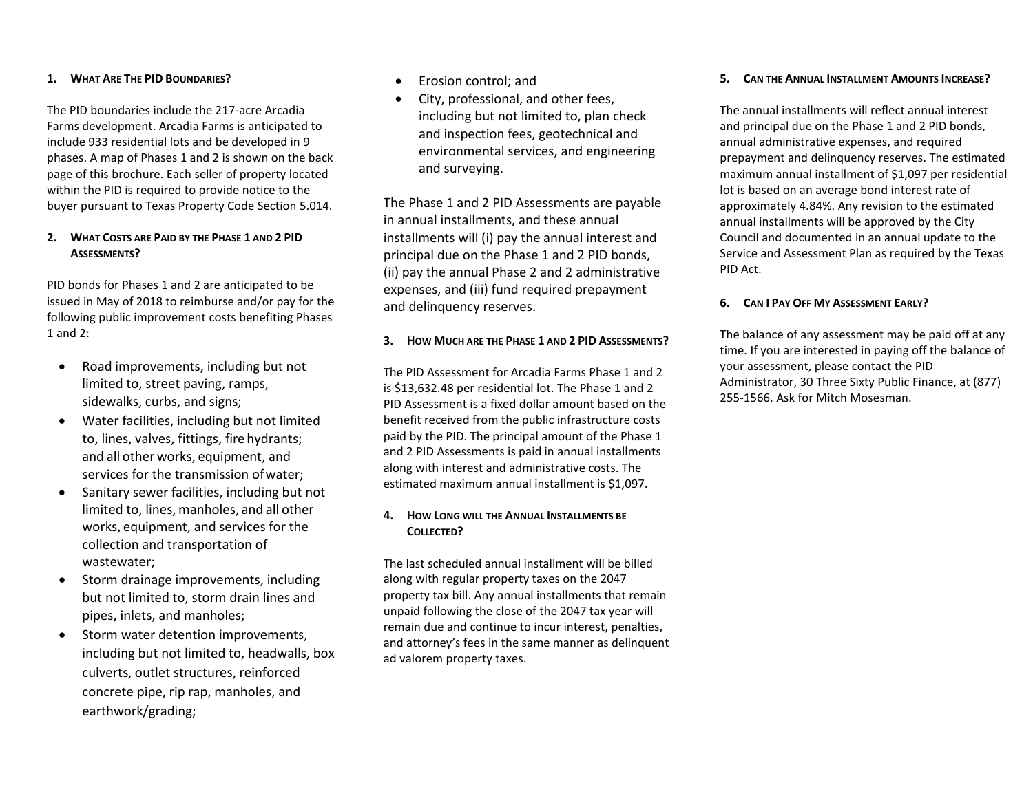### 1. What Are The PID Boundaries?

The PID boundaries include the 217-acre Arcadia Farms development. Arcadia Farms is anticipated to include 933 residential lots and be developed in 9 phases. A map of Phases 1 and 2 is shown on the back page of this brochure. Each seller of property located within the PID is required to provide notice to the buyer pursuant to Texas Property Code Section 5.014.

### 2. What Costs are Paid by the Phase 1 and 2 PID Assessments?

PID bonds for Phases 1 and 2 are anticipated to be issued in May of 2018 to reimburse and/or pay for the following public improvement costs benefiting Phases 1 and 2:

- Road improvements, including but not limited to, street paving, ramps, sidewalks, curbs, and signs;
- Water facilities, including but not limited to, lines, valves, fittings, fire hydrants; and all other works, equipment, and services for the transmission of water;
- Sanitary sewer facilities, including but not limited to, lines, manholes, and all other works, equipment, and services for the collection and transportation of wastewater;
- Storm drainage improvements, including but not limited to, storm drain lines and pipes, inlets, and manholes;
- Storm water detention improvements, including but not limited to, headwalls, box culverts, outlet structures, reinforced concrete pipe, rip rap, manholes, and earthwork/grading;
- Erosion control; and
- City, professional, and other fees, including but not limited to, plan check and inspection fees, geotechnical and environmental services, and engineering and surveying.

The Phase 1 and 2 PID Assessments are payable in annual installments, and these annual installments will (i) pay the annual interest and principal due on the Phase 1 and 2 PID bonds, (ii) pay the annual Phase 2 and 2 administrative expenses, and (iii) fund required prepayment and delinquency reserves.

### 3. How Much are the Phase 1 and 2 PID Assessments?

The PID Assessment for Arcadia Farms Phase 1 and 2 is $13,632.48 per residential lot. The Phase 1 and 2 PID Assessment is a fixed dollar amount based on the benefit received from the public infrastructure costs paid by the PID. The principal amount of the Phase 1 and 2 PID Assessments is paid in annual installments along with interest and administrative costs. The estimated maximum annual installment is $1,097.

### 4. How Long will the Annual Installments be Collected?

The last scheduled annual installment will be billed along with regular property taxes on the 2047 property tax bill. Any annual installments that remain unpaid following the close of the 2047 tax year will remain due and continue to incur interest, penalties, and attorney's fees in the same manner as delinquent ad valorem property taxes.

### 5. Can the Annual Installment Amounts Increase?

The annual installments will reflect annual interest and principal due on the Phase 1 and 2 PID bonds, annual administrative expenses, and required prepayment and delinquency reserves. The estimated maximum annual installment of $1,097 per residential lot is based on an average bond interest rate of approximately 4.84%. Any revision to the estimated annual installments will be approved by the City Council and documented in an annual update to the Service and Assessment Plan as required by the Texas PID Act.

### 6. Can I Pay Off My Assessment Early?

The balance of any assessment may be paid off at any time. If you are interested in paying off the balance of your assessment, please contact the PID Administrator, 30 Three Sixty Public Finance, at (877) 255-1566. Ask for Mitch Mosesman.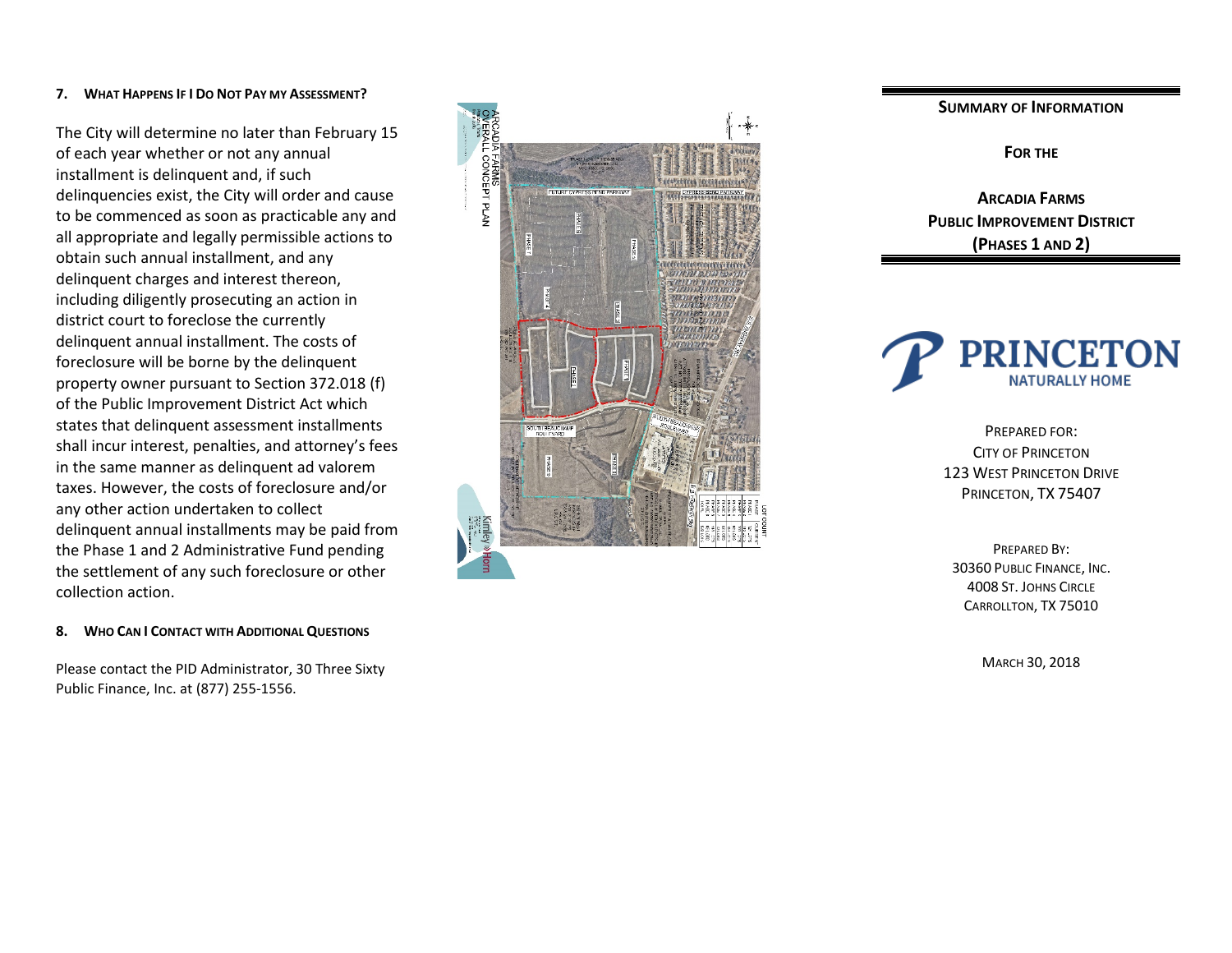### 7. What Happens If I Do Not Pay my Assessment?

The City will determine no later than February 15 of each year whether or not any annual installment is delinquent and, if such delinquencies exist, the City will order and cause to be commenced as soon as practicable any and all appropriate and legally permissible actions to obtain such annual installment, and any delinquent charges and interest thereon, including diligently prosecuting an action in district court to foreclose the currently delinquent annual installment. The costs of foreclosure will be borne by the delinquent property owner pursuant to Section 372.018 (f) of the Public Improvement District Act which states that delinquent assessment installments shall incur interest, penalties, and attorney's fees in the same manner as delinquent ad valorem taxes. However, the costs of foreclosure and/or any other action undertaken to collect delinquent annual installments may be paid from the Phase 1 and 2 Administrative Fund pending the settlement of any such foreclosure or other collection action.

### 8. Who Can I Contact with Additional Questions

Please contact the PID Administrator, 30 Three Sixty Public Finance, Inc. at (877) 255-1556.

ARCADIA FARMS
OVERALL CONCEPT PLAN

## Summary of Information

## For the

## Arcadia Farms Public Improvement District (Phases 1 and 2)

PRINCETON
NATURALLY HOME

Prepared for:
City of Princeton
123 West Princeton Drive
Princeton, TX 75407

Prepared by:
30360 Public Finance, Inc.
4008 St. Johns Circle
Carrollton, TX 75010

March 30, 2018